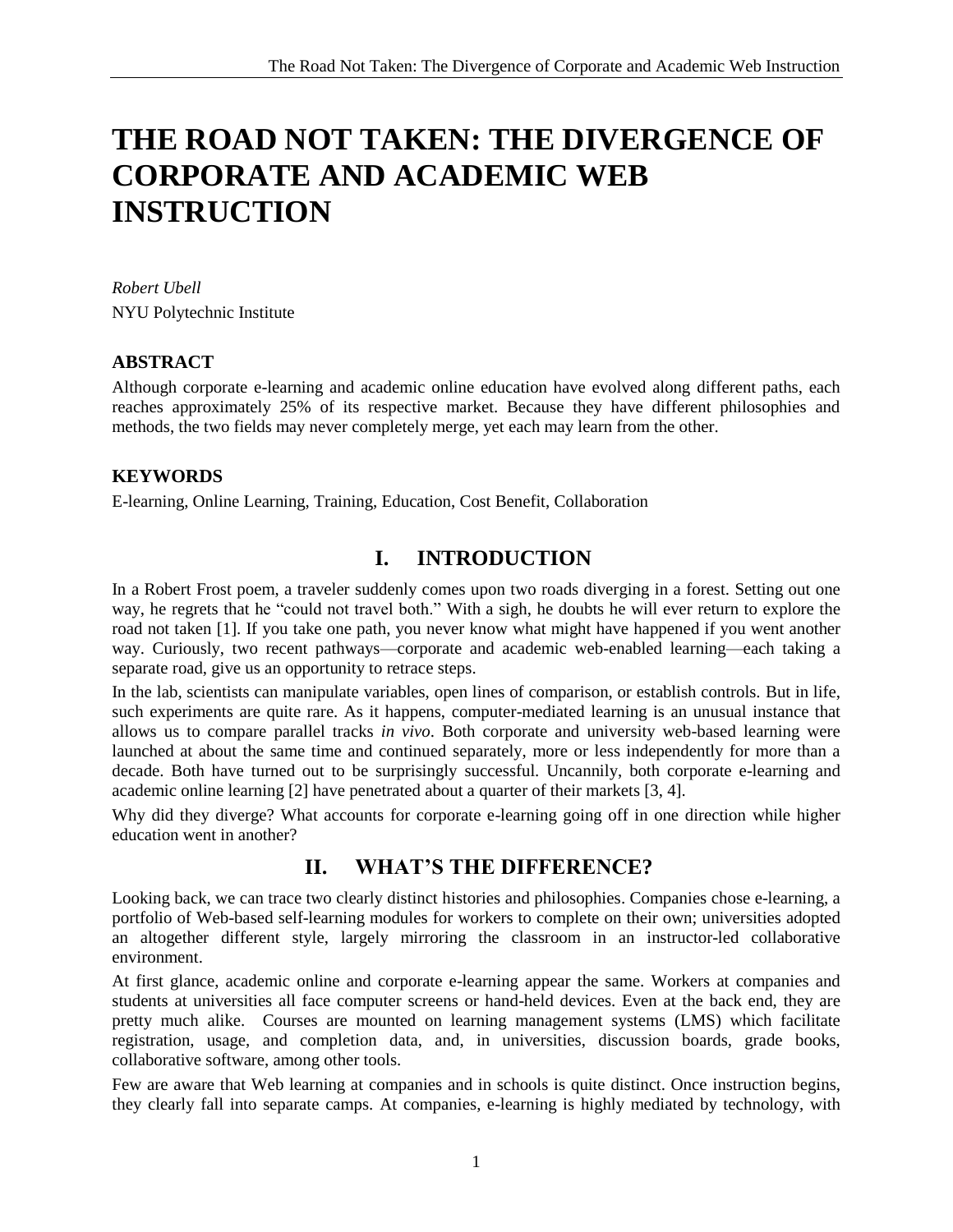# THE ROAD NOT TAKEN: THE DIVERGENCE OF CORPORATE AND ACADEMIC WEB INSTRUCTION

*Robert Ubell*

NYU Polytechnic Institute

### ABSTRACT

Although corporate e-learning and academic online education have evolved along different paths, each reaches approximately 25% of its respective market. Because they have different philosophies and methods, the two fields may never completely merge, yet each may learn from the other.

### KEYWORDS

E-learning, Online Learning, Training, Education, Cost Benefit, Collaboration

## I. INTRODUCTION

In a Robert Frost poem, a traveler suddenly comes upon two roads diverging in a forest. Setting out one way, he regrets that he "could not travel both." With a sigh, he doubts he will ever return to explore the road not taken [1]. If you take one path, you never know what might have happened if you went another way. Curiously, two recent pathways—corporate and academic web-enabled learning—each taking a separate road, give us an opportunity to retrace steps.

In the lab, scientists can manipulate variables, open lines of comparison, or establish controls. But in life, such experiments are quite rare. As it happens, computer-mediated learning is an unusual instance that allows us to compare parallel tracks *in vivo*. Both corporate and university web-based learning were launched at about the same time and continued separately, more or less independently for more than a decade. Both have turned out to be surprisingly successful. Uncannily, both corporate e-learning and academic online learning [2] have penetrated about a quarter of their markets [3, 4].

Why did they diverge? What accounts for corporate e-learning going off in one direction while higher education went in another?

## II. WHAT'S THE DIFFERENCE?

Looking back, we can trace two clearly distinct histories and philosophies. Companies chose e-learning, a portfolio of Web-based self-learning modules for workers to complete on their own; universities adopted an altogether different style, largely mirroring the classroom in an instructor-led collaborative environment.

At first glance, academic online and corporate e-learning appear the same. Workers at companies and students at universities all face computer screens or hand-held devices. Even at the back end, they are pretty much alike. Courses are mounted on learning management systems (LMS) which facilitate registration, usage, and completion data, and, in universities, discussion boards, grade books, collaborative software, among other tools.

Few are aware that Web learning at companies and in schools is quite distinct. Once instruction begins, they clearly fall into separate camps. At companies, e-learning is highly mediated by technology, with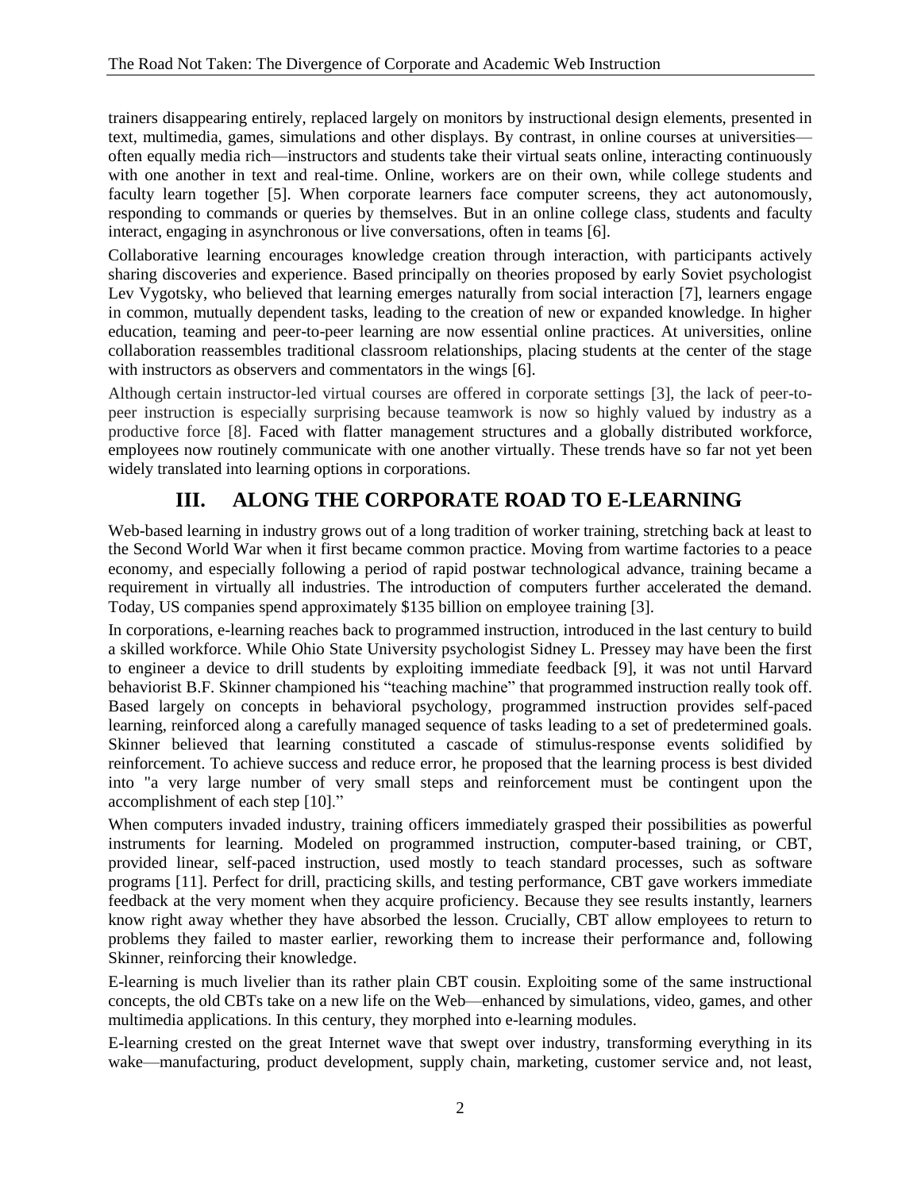trainers disappearing entirely, replaced largely on monitors by instructional design elements, presented in text, multimedia, games, simulations and other displays. By contrast, in online courses at universities—often equally media rich—instructors and students take their virtual seats online, interacting continuously with one another in text and real-time. Online, workers are on their own, while college students and faculty learn together [5]. When corporate learners face computer screens, they act autonomously, responding to commands or queries by themselves. But in an online college class, students and faculty interact, engaging in asynchronous or live conversations, often in teams [6].

Collaborative learning encourages knowledge creation through interaction, with participants actively sharing discoveries and experience. Based principally on theories proposed by early Soviet psychologist Lev Vygotsky, who believed that learning emerges naturally from social interaction [7], learners engage in common, mutually dependent tasks, leading to the creation of new or expanded knowledge. In higher education, teaming and peer-to-peer learning are now essential online practices. At universities, online collaboration reassembles traditional classroom relationships, placing students at the center of the stage with instructors as observers and commentators in the wings [6].

Although certain instructor-led virtual courses are offered in corporate settings [3], the lack of peer-to-peer instruction is especially surprising because teamwork is now so highly valued by industry as a productive force [8]. Faced with flatter management structures and a globally distributed workforce, employees now routinely communicate with one another virtually. These trends have so far not yet been widely translated into learning options in corporations.

# III. ALONG THE CORPORATE ROAD TO E-LEARNING

Web-based learning in industry grows out of a long tradition of worker training, stretching back at least to the Second World War when it first became common practice. Moving from wartime factories to a peace economy, and especially following a period of rapid postwar technological advance, training became a requirement in virtually all industries. The introduction of computers further accelerated the demand. Today, US companies spend approximately $135 billion on employee training [3].

In corporations, e-learning reaches back to programmed instruction, introduced in the last century to build a skilled workforce. While Ohio State University psychologist Sidney L. Pressey may have been the first to engineer a device to drill students by exploiting immediate feedback [9], it was not until Harvard behaviorist B.F. Skinner championed his "teaching machine" that programmed instruction really took off. Based largely on concepts in behavioral psychology, programmed instruction provides self-paced learning, reinforced along a carefully managed sequence of tasks leading to a set of predetermined goals. Skinner believed that learning constituted a cascade of stimulus-response events solidified by reinforcement. To achieve success and reduce error, he proposed that the learning process is best divided into "a very large number of very small steps and reinforcement must be contingent upon the accomplishment of each step [10]."

When computers invaded industry, training officers immediately grasped their possibilities as powerful instruments for learning. Modeled on programmed instruction, computer-based training, or CBT, provided linear, self-paced instruction, used mostly to teach standard processes, such as software programs [11]. Perfect for drill, practicing skills, and testing performance, CBT gave workers immediate feedback at the very moment when they acquire proficiency. Because they see results instantly, learners know right away whether they have absorbed the lesson. Crucially, CBT allow employees to return to problems they failed to master earlier, reworking them to increase their performance and, following Skinner, reinforcing their knowledge.

E-learning is much livelier than its rather plain CBT cousin. Exploiting some of the same instructional concepts, the old CBTs take on a new life on the Web—enhanced by simulations, video, games, and other multimedia applications. In this century, they morphed into e-learning modules.

E-learning crested on the great Internet wave that swept over industry, transforming everything in its wake—manufacturing, product development, supply chain, marketing, customer service and, not least,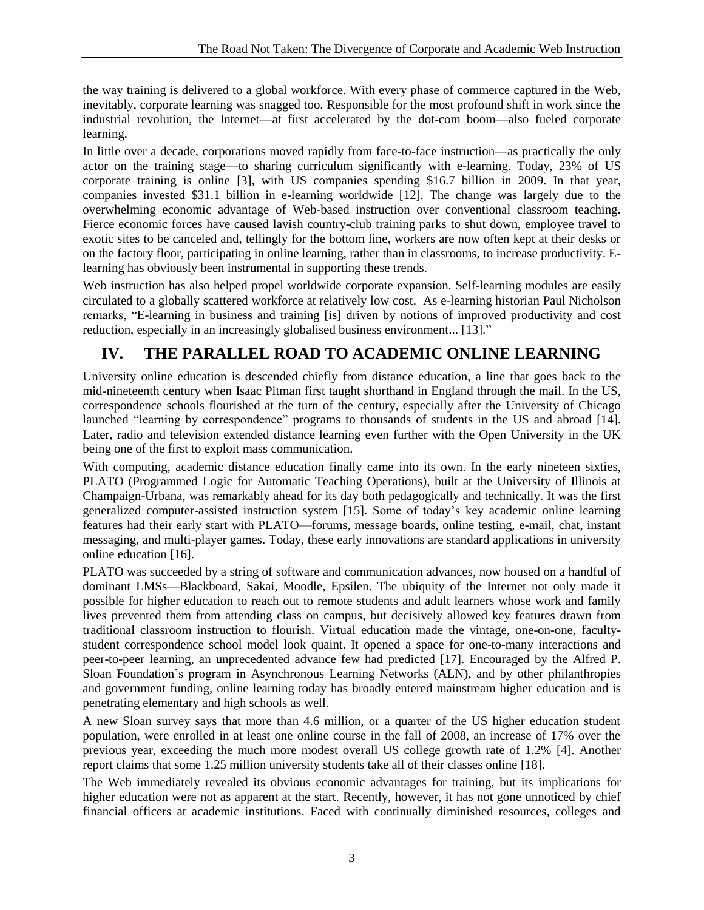the way training is delivered to a global workforce. With every phase of commerce captured in the Web, inevitably, corporate learning was snagged too. Responsible for the most profound shift in work since the industrial revolution, the Internet—at first accelerated by the dot-com boom—also fueled corporate learning.

In little over a decade, corporations moved rapidly from face-to-face instruction—as practically the only actor on the training stage—to sharing curriculum significantly with e-learning. Today, 23% of US corporate training is online [3], with US companies spending $16.7 billion in 2009. In that year, companies invested $31.1 billion in e-learning worldwide [12]. The change was largely due to the overwhelming economic advantage of Web-based instruction over conventional classroom teaching. Fierce economic forces have caused lavish country-club training parks to shut down, employee travel to exotic sites to be canceled and, tellingly for the bottom line, workers are now often kept at their desks or on the factory floor, participating in online learning, rather than in classrooms, to increase productivity. E-learning has obviously been instrumental in supporting these trends.

Web instruction has also helped propel worldwide corporate expansion. Self-learning modules are easily circulated to a globally scattered workforce at relatively low cost. As e-learning historian Paul Nicholson remarks, "E-learning in business and training [is] driven by notions of improved productivity and cost reduction, especially in an increasingly globalised business environment... [13]."

## IV. THE PARALLEL ROAD TO ACADEMIC ONLINE LEARNING

University online education is descended chiefly from distance education, a line that goes back to the mid-nineteenth century when Isaac Pitman first taught shorthand in England through the mail. In the US, correspondence schools flourished at the turn of the century, especially after the University of Chicago launched "learning by correspondence" programs to thousands of students in the US and abroad [14]. Later, radio and television extended distance learning even further with the Open University in the UK being one of the first to exploit mass communication.

With computing, academic distance education finally came into its own. In the early nineteen sixties, PLATO (Programmed Logic for Automatic Teaching Operations), built at the University of Illinois at Champaign-Urbana, was remarkably ahead for its day both pedagogically and technically. It was the first generalized computer-assisted instruction system [15]. Some of today's key academic online learning features had their early start with PLATO—forums, message boards, online testing, e-mail, chat, instant messaging, and multi-player games. Today, these early innovations are standard applications in university online education [16].

PLATO was succeeded by a string of software and communication advances, now housed on a handful of dominant LMSs—Blackboard, Sakai, Moodle, Epsilen. The ubiquity of the Internet not only made it possible for higher education to reach out to remote students and adult learners whose work and family lives prevented them from attending class on campus, but decisively allowed key features drawn from traditional classroom instruction to flourish. Virtual education made the vintage, one-on-one, faculty-student correspondence school model look quaint. It opened a space for one-to-many interactions and peer-to-peer learning, an unprecedented advance few had predicted [17]. Encouraged by the Alfred P. Sloan Foundation's program in Asynchronous Learning Networks (ALN), and by other philanthropies and government funding, online learning today has broadly entered mainstream higher education and is penetrating elementary and high schools as well.

A new Sloan survey says that more than 4.6 million, or a quarter of the US higher education student population, were enrolled in at least one online course in the fall of 2008, an increase of 17% over the previous year, exceeding the much more modest overall US college growth rate of 1.2% [4]. Another report claims that some 1.25 million university students take all of their classes online [18].

The Web immediately revealed its obvious economic advantages for training, but its implications for higher education were not as apparent at the start. Recently, however, it has not gone unnoticed by chief financial officers at academic institutions. Faced with continually diminished resources, colleges and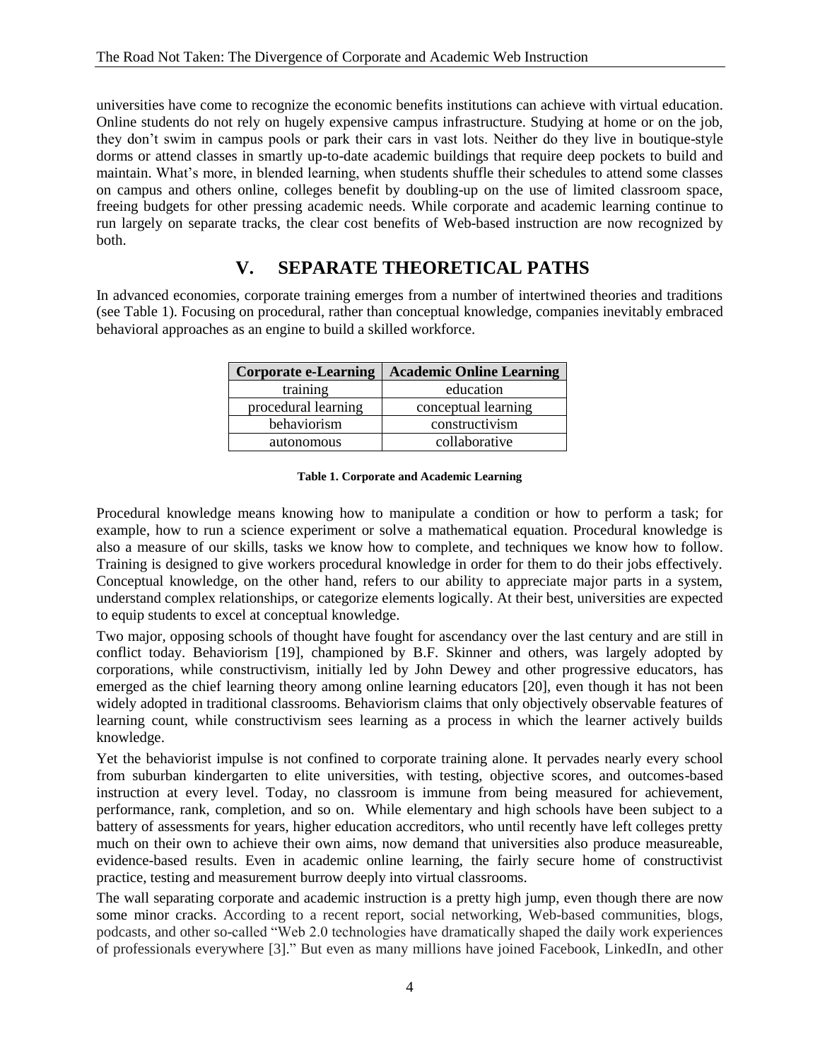universities have come to recognize the economic benefits institutions can achieve with virtual education. Online students do not rely on hugely expensive campus infrastructure. Studying at home or on the job, they don't swim in campus pools or park their cars in vast lots. Neither do they live in boutique-style dorms or attend classes in smartly up-to-date academic buildings that require deep pockets to build and maintain. What's more, in blended learning, when students shuffle their schedules to attend some classes on campus and others online, colleges benefit by doubling-up on the use of limited classroom space, freeing budgets for other pressing academic needs. While corporate and academic learning continue to run largely on separate tracks, the clear cost benefits of Web-based instruction are now recognized by both.

## V. SEPARATE THEORETICAL PATHS

In advanced economies, corporate training emerges from a number of intertwined theories and traditions (see Table 1). Focusing on procedural, rather than conceptual knowledge, companies inevitably embraced behavioral approaches as an engine to build a skilled workforce.

| Corporate e-Learning | Academic Online Learning |
|---|---|
| training | education |
| procedural learning | conceptual learning |
| behaviorism | constructivism |
| autonomous | collaborative |

**Table 1. Corporate and Academic Learning**

Procedural knowledge means knowing how to manipulate a condition or how to perform a task; for example, how to run a science experiment or solve a mathematical equation. Procedural knowledge is also a measure of our skills, tasks we know how to complete, and techniques we know how to follow. Training is designed to give workers procedural knowledge in order for them to do their jobs effectively. Conceptual knowledge, on the other hand, refers to our ability to appreciate major parts in a system, understand complex relationships, or categorize elements logically. At their best, universities are expected to equip students to excel at conceptual knowledge.

Two major, opposing schools of thought have fought for ascendancy over the last century and are still in conflict today. Behaviorism [19], championed by B.F. Skinner and others, was largely adopted by corporations, while constructivism, initially led by John Dewey and other progressive educators, has emerged as the chief learning theory among online learning educators [20], even though it has not been widely adopted in traditional classrooms. Behaviorism claims that only objectively observable features of learning count, while constructivism sees learning as a process in which the learner actively builds knowledge.

Yet the behaviorist impulse is not confined to corporate training alone. It pervades nearly every school from suburban kindergarten to elite universities, with testing, objective scores, and outcomes-based instruction at every level. Today, no classroom is immune from being measured for achievement, performance, rank, completion, and so on. While elementary and high schools have been subject to a battery of assessments for years, higher education accreditors, who until recently have left colleges pretty much on their own to achieve their own aims, now demand that universities also produce measureable, evidence-based results. Even in academic online learning, the fairly secure home of constructivist practice, testing and measurement burrow deeply into virtual classrooms.

The wall separating corporate and academic instruction is a pretty high jump, even though there are now some minor cracks. According to a recent report, social networking, Web-based communities, blogs, podcasts, and other so-called "Web 2.0 technologies have dramatically shaped the daily work experiences of professionals everywhere [3]." But even as many millions have joined Facebook, LinkedIn, and other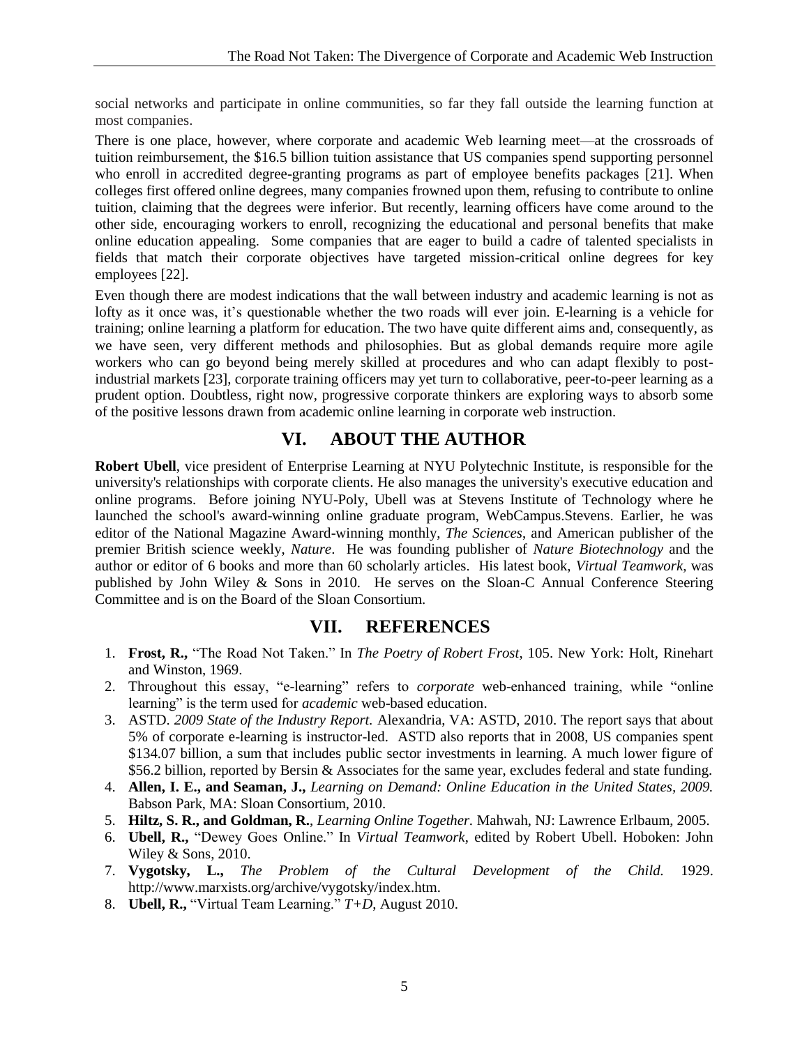social networks and participate in online communities, so far they fall outside the learning function at most companies.

There is one place, however, where corporate and academic Web learning meet—at the crossroads of tuition reimbursement, the $16.5 billion tuition assistance that US companies spend supporting personnel who enroll in accredited degree-granting programs as part of employee benefits packages [21]. When colleges first offered online degrees, many companies frowned upon them, refusing to contribute to online tuition, claiming that the degrees were inferior. But recently, learning officers have come around to the other side, encouraging workers to enroll, recognizing the educational and personal benefits that make online education appealing. Some companies that are eager to build a cadre of talented specialists in fields that match their corporate objectives have targeted mission-critical online degrees for key employees [22].

Even though there are modest indications that the wall between industry and academic learning is not as lofty as it once was, it's questionable whether the two roads will ever join. E-learning is a vehicle for training; online learning a platform for education. The two have quite different aims and, consequently, as we have seen, very different methods and philosophies. But as global demands require more agile workers who can go beyond being merely skilled at procedures and who can adapt flexibly to post-industrial markets [23], corporate training officers may yet turn to collaborative, peer-to-peer learning as a prudent option. Doubtless, right now, progressive corporate thinkers are exploring ways to absorb some of the positive lessons drawn from academic online learning in corporate web instruction.

## VI. ABOUT THE AUTHOR

**Robert Ubell**, vice president of Enterprise Learning at NYU Polytechnic Institute, is responsible for the university's relationships with corporate clients. He also manages the university's executive education and online programs. Before joining NYU-Poly, Ubell was at Stevens Institute of Technology where he launched the school's award-winning online graduate program, WebCampus.Stevens. Earlier, he was editor of the National Magazine Award-winning monthly, *The Sciences*, and American publisher of the premier British science weekly, *Nature*. He was founding publisher of *Nature Biotechnology* and the author or editor of 6 books and more than 60 scholarly articles. His latest book, *Virtual Teamwork*, was published by John Wiley & Sons in 2010. He serves on the Sloan-C Annual Conference Steering Committee and is on the Board of the Sloan Consortium.

## VII. REFERENCES

1. **Frost, R.,** "The Road Not Taken." In *The Poetry of Robert Frost*, 105. New York: Holt, Rinehart and Winston, 1969.
2. Throughout this essay, "e-learning" refers to *corporate* web-enhanced training, while "online learning" is the term used for *academic* web-based education.
3. ASTD. *2009 State of the Industry Report.* Alexandria, VA: ASTD, 2010. The report says that about 5% of corporate e-learning is instructor-led. ASTD also reports that in 2008, US companies spent $134.07 billion, a sum that includes public sector investments in learning. A much lower figure of $56.2 billion, reported by Bersin & Associates for the same year, excludes federal and state funding.
4. **Allen, I. E., and Seaman, J.,** *Learning on Demand: Online Education in the United States, 2009.* Babson Park, MA: Sloan Consortium, 2010.
5. **Hiltz, S. R., and Goldman, R.**, *Learning Online Together.* Mahwah, NJ: Lawrence Erlbaum, 2005.
6. **Ubell, R.,** "Dewey Goes Online." In *Virtual Teamwork*, edited by Robert Ubell. Hoboken: John Wiley & Sons, 2010.
7. **Vygotsky, L.,** *The Problem of the Cultural Development of the Child.* 1929. http://www.marxists.org/archive/vygotsky/index.htm.
8. **Ubell, R.,** "Virtual Team Learning." *T+D*, August 2010.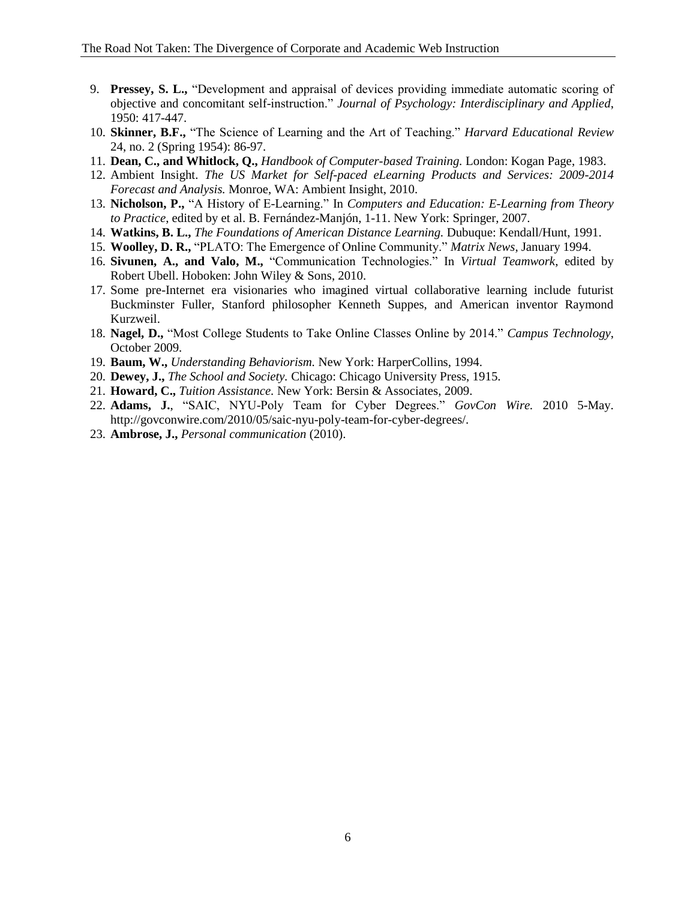9. **Pressey, S. L.,** "Development and appraisal of devices providing immediate automatic scoring of objective and concomitant self-instruction." *Journal of Psychology: Interdisciplinary and Applied*, 1950: 417-447.
10. **Skinner, B.F.,** "The Science of Learning and the Art of Teaching." *Harvard Educational Review* 24, no. 2 (Spring 1954): 86-97.
11. **Dean, C., and Whitlock, Q.,** *Handbook of Computer-based Training.* London: Kogan Page, 1983.
12. Ambient Insight. *The US Market for Self-paced eLearning Products and Services: 2009-2014 Forecast and Analysis.* Monroe, WA: Ambient Insight, 2010.
13. **Nicholson, P.,** "A History of E-Learning." In *Computers and Education: E-Learning from Theory to Practice*, edited by et al. B. Fernández-Manjón, 1-11. New York: Springer, 2007.
14. **Watkins, B. L.,** *The Foundations of American Distance Learning.* Dubuque: Kendall/Hunt, 1991.
15. **Woolley, D. R.,** "PLATO: The Emergence of Online Community." *Matrix News*, January 1994.
16. **Sivunen, A., and Valo, M.,** "Communication Technologies." In *Virtual Teamwork*, edited by Robert Ubell. Hoboken: John Wiley & Sons, 2010.
17. Some pre-Internet era visionaries who imagined virtual collaborative learning include futurist Buckminster Fuller, Stanford philosopher Kenneth Suppes, and American inventor Raymond Kurzweil.
18. **Nagel, D.,** "Most College Students to Take Online Classes Online by 2014." *Campus Technology*, October 2009.
19. **Baum, W.,** *Understanding Behaviorism.* New York: HarperCollins, 1994.
20. **Dewey, J.,** *The School and Society.* Chicago: Chicago University Press, 1915.
21. **Howard, C.,** *Tuition Assistance.* New York: Bersin & Associates, 2009.
22. **Adams, J.**, "SAIC, NYU-Poly Team for Cyber Degrees." *GovCon Wire.* 2010 5-May. http://govconwire.com/2010/05/saic-nyu-poly-team-for-cyber-degrees/.
23. **Ambrose, J.,** *Personal communication* (2010).